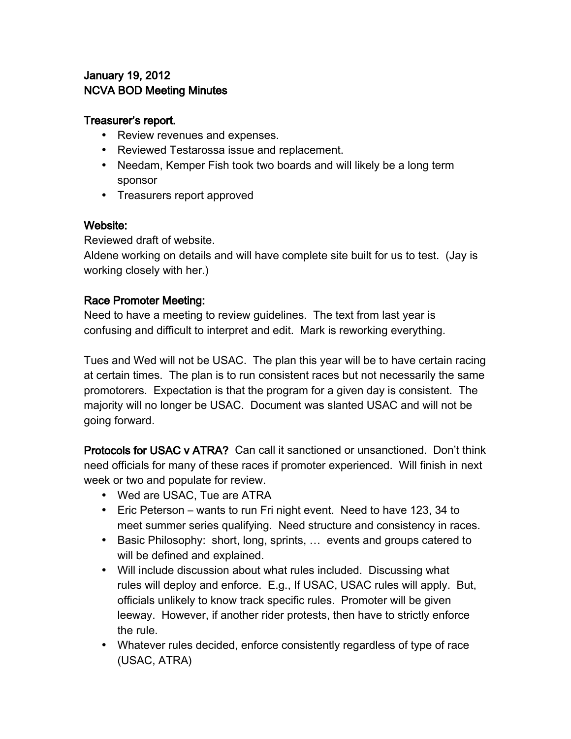**January 19, 2012**
**NCVA BOD Meeting Minutes**

**Treasurer's report.**

- Review revenues and expenses.
- Reviewed Testarossa issue and replacement.
- Needam, Kemper Fish took two boards and will likely be a long term sponsor
- Treasurers report approved

**Website:**

Reviewed draft of website.
Aldene working on details and will have complete site built for us to test. (Jay is working closely with her.)

**Race Promoter Meeting:**

Need to have a meeting to review guidelines. The text from last year is confusing and difficult to interpret and edit. Mark is reworking everything.

Tues and Wed will not be USAC. The plan this year will be to have certain racing at certain times. The plan is to run consistent races but not necessarily the same promotorers. Expectation is that the program for a given day is consistent. The majority will no longer be USAC. Document was slanted USAC and will not be going forward.

**Protocols for USAC v ATRA?** Can call it sanctioned or unsanctioned. Don't think need officials for many of these races if promoter experienced. Will finish in next week or two and populate for review.

- Wed are USAC, Tue are ATRA
- Eric Peterson – wants to run Fri night event. Need to have 123, 34 to meet summer series qualifying. Need structure and consistency in races.
- Basic Philosophy: short, long, sprints, … events and groups catered to will be defined and explained.
- Will include discussion about what rules included. Discussing what rules will deploy and enforce. E.g., If USAC, USAC rules will apply. But, officials unlikely to know track specific rules. Promoter will be given leeway. However, if another rider protests, then have to strictly enforce the rule.
- Whatever rules decided, enforce consistently regardless of type of race (USAC, ATRA)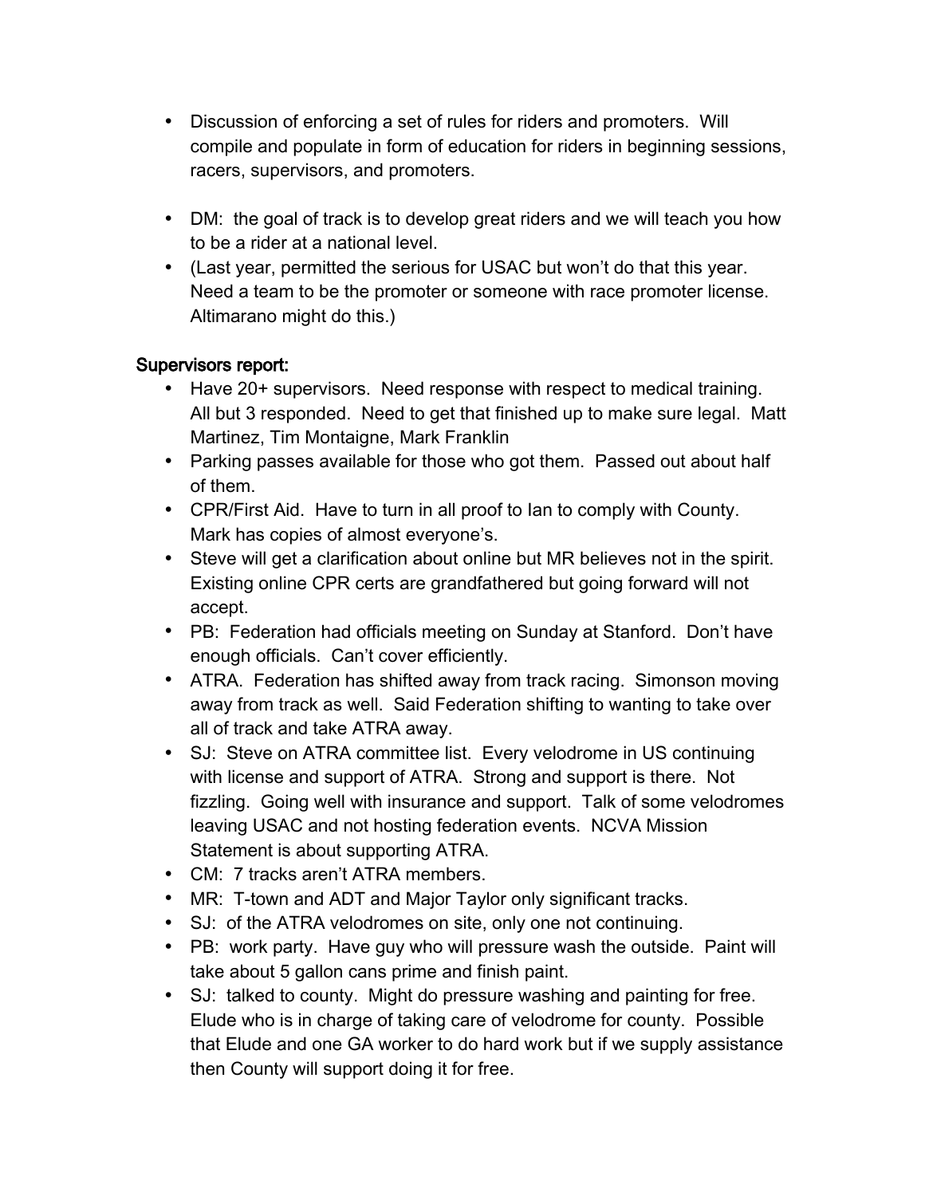- Discussion of enforcing a set of rules for riders and promoters. Will compile and populate in form of education for riders in beginning sessions, racers, supervisors, and promoters.

- DM: the goal of track is to develop great riders and we will teach you how to be a rider at a national level.
- (Last year, permitted the serious for USAC but won't do that this year. Need a team to be the promoter or someone with race promoter license. Altimarano might do this.)

**Supervisors report:**

- Have 20+ supervisors. Need response with respect to medical training. All but 3 responded. Need to get that finished up to make sure legal. Matt Martinez, Tim Montaigne, Mark Franklin
- Parking passes available for those who got them. Passed out about half of them.
- CPR/First Aid. Have to turn in all proof to Ian to comply with County. Mark has copies of almost everyone's.
- Steve will get a clarification about online but MR believes not in the spirit. Existing online CPR certs are grandfathered but going forward will not accept.
- PB: Federation had officials meeting on Sunday at Stanford. Don't have enough officials. Can't cover efficiently.
- ATRA. Federation has shifted away from track racing. Simonson moving away from track as well. Said Federation shifting to wanting to take over all of track and take ATRA away.
- SJ: Steve on ATRA committee list. Every velodrome in US continuing with license and support of ATRA. Strong and support is there. Not fizzling. Going well with insurance and support. Talk of some velodromes leaving USAC and not hosting federation events. NCVA Mission Statement is about supporting ATRA.
- CM: 7 tracks aren't ATRA members.
- MR: T-town and ADT and Major Taylor only significant tracks.
- SJ: of the ATRA velodromes on site, only one not continuing.
- PB: work party. Have guy who will pressure wash the outside. Paint will take about 5 gallon cans prime and finish paint.
- SJ: talked to county. Might do pressure washing and painting for free. Elude who is in charge of taking care of velodrome for county. Possible that Elude and one GA worker to do hard work but if we supply assistance then County will support doing it for free.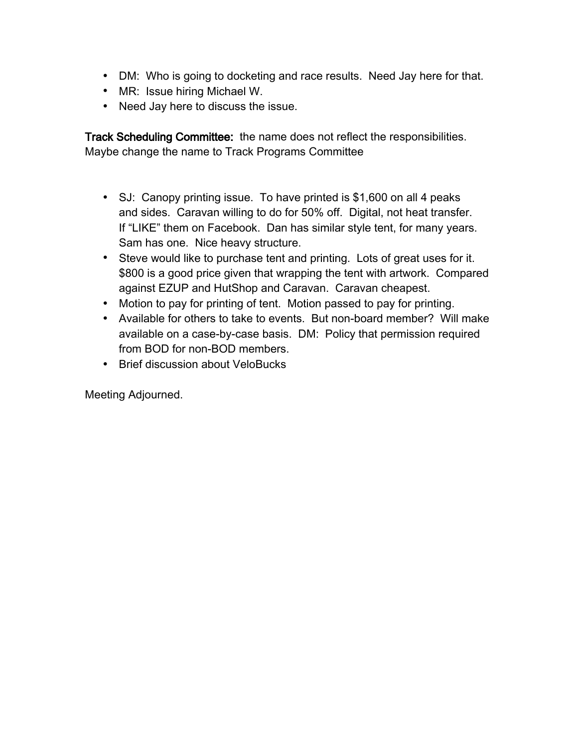- DM: Who is going to docketing and race results. Need Jay here for that.
- MR: Issue hiring Michael W.
- Need Jay here to discuss the issue.

**Track Scheduling Committee:** the name does not reflect the responsibilities. Maybe change the name to Track Programs Committee

- SJ: Canopy printing issue. To have printed is $1,600 on all 4 peaks and sides. Caravan willing to do for 50% off. Digital, not heat transfer. If "LIKE" them on Facebook. Dan has similar style tent, for many years. Sam has one. Nice heavy structure.
- Steve would like to purchase tent and printing. Lots of great uses for it. $800 is a good price given that wrapping the tent with artwork. Compared against EZUP and HutShop and Caravan. Caravan cheapest.
- Motion to pay for printing of tent. Motion passed to pay for printing.
- Available for others to take to events. But non-board member? Will make available on a case-by-case basis. DM: Policy that permission required from BOD for non-BOD members.
- Brief discussion about VeloBucks

Meeting Adjourned.